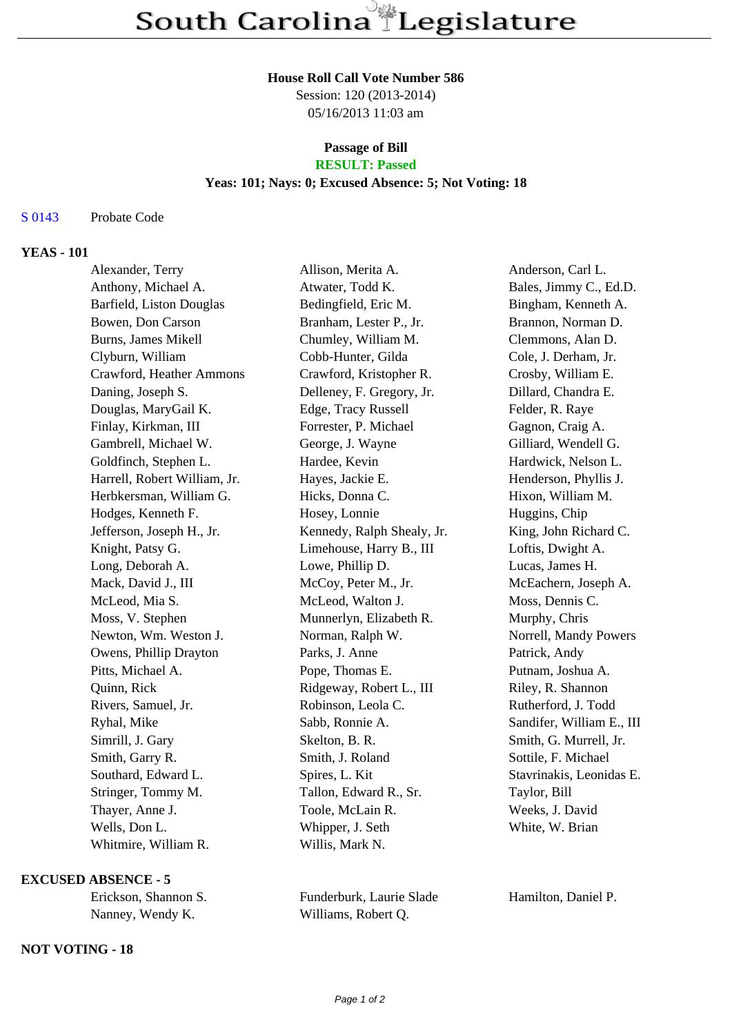# South Carolina Legislature

**House Roll Call Vote Number 586**
Session: 120 (2013-2014)
05/16/2013 11:03 am

**Passage of Bill**
**RESULT: Passed**
**Yeas: 101; Nays: 0; Excused Absence: 5; Not Voting: 18**

S 0143 Probate Code

## YEAS - 101

| | | |
|---|---|---|
| Alexander, Terry | Allison, Merita A. | Anderson, Carl L. |
| Anthony, Michael A. | Atwater, Todd K. | Bales, Jimmy C., Ed.D. |
| Barfield, Liston Douglas | Bedingfield, Eric M. | Bingham, Kenneth A. |
| Bowen, Don Carson | Branham, Lester P., Jr. | Brannon, Norman D. |
| Burns, James Mikell | Chumley, William M. | Clemmons, Alan D. |
| Clyburn, William | Cobb-Hunter, Gilda | Cole, J. Derham, Jr. |
| Crawford, Heather Ammons | Crawford, Kristopher R. | Crosby, William E. |
| Daning, Joseph S. | Delleney, F. Gregory, Jr. | Dillard, Chandra E. |
| Douglas, MaryGail K. | Edge, Tracy Russell | Felder, R. Raye |
| Finlay, Kirkman, III | Forrester, P. Michael | Gagnon, Craig A. |
| Gambrell, Michael W. | George, J. Wayne | Gilliard, Wendell G. |
| Goldfinch, Stephen L. | Hardee, Kevin | Hardwick, Nelson L. |
| Harrell, Robert William, Jr. | Hayes, Jackie E. | Henderson, Phyllis J. |
| Herbkersman, William G. | Hicks, Donna C. | Hixon, William M. |
| Hodges, Kenneth F. | Hosey, Lonnie | Huggins, Chip |
| Jefferson, Joseph H., Jr. | Kennedy, Ralph Shealy, Jr. | King, John Richard C. |
| Knight, Patsy G. | Limehouse, Harry B., III | Loftis, Dwight A. |
| Long, Deborah A. | Lowe, Phillip D. | Lucas, James H. |
| Mack, David J., III | McCoy, Peter M., Jr. | McEachern, Joseph A. |
| McLeod, Mia S. | McLeod, Walton J. | Moss, Dennis C. |
| Moss, V. Stephen | Munnerlyn, Elizabeth R. | Murphy, Chris |
| Newton, Wm. Weston J. | Norman, Ralph W. | Norrell, Mandy Powers |
| Owens, Phillip Drayton | Parks, J. Anne | Patrick, Andy |
| Pitts, Michael A. | Pope, Thomas E. | Putnam, Joshua A. |
| Quinn, Rick | Ridgeway, Robert L., III | Riley, R. Shannon |
| Rivers, Samuel, Jr. | Robinson, Leola C. | Rutherford, J. Todd |
| Ryhal, Mike | Sabb, Ronnie A. | Sandifer, William E., III |
| Simrill, J. Gary | Skelton, B. R. | Smith, G. Murrell, Jr. |
| Smith, Garry R. | Smith, J. Roland | Sottile, F. Michael |
| Southard, Edward L. | Spires, L. Kit | Stavrinakis, Leonidas E. |
| Stringer, Tommy M. | Tallon, Edward R., Sr. | Taylor, Bill |
| Thayer, Anne J. | Toole, McLain R. | Weeks, J. David |
| Wells, Don L. | Whipper, J. Seth | White, W. Brian |
| Whitmire, William R. | Willis, Mark N. | |

## EXCUSED ABSENCE - 5

| | | |
|---|---|---|
| Erickson, Shannon S. | Funderburk, Laurie Slade | Hamilton, Daniel P. |
| Nanney, Wendy K. | Williams, Robert Q. | |

## NOT VOTING - 18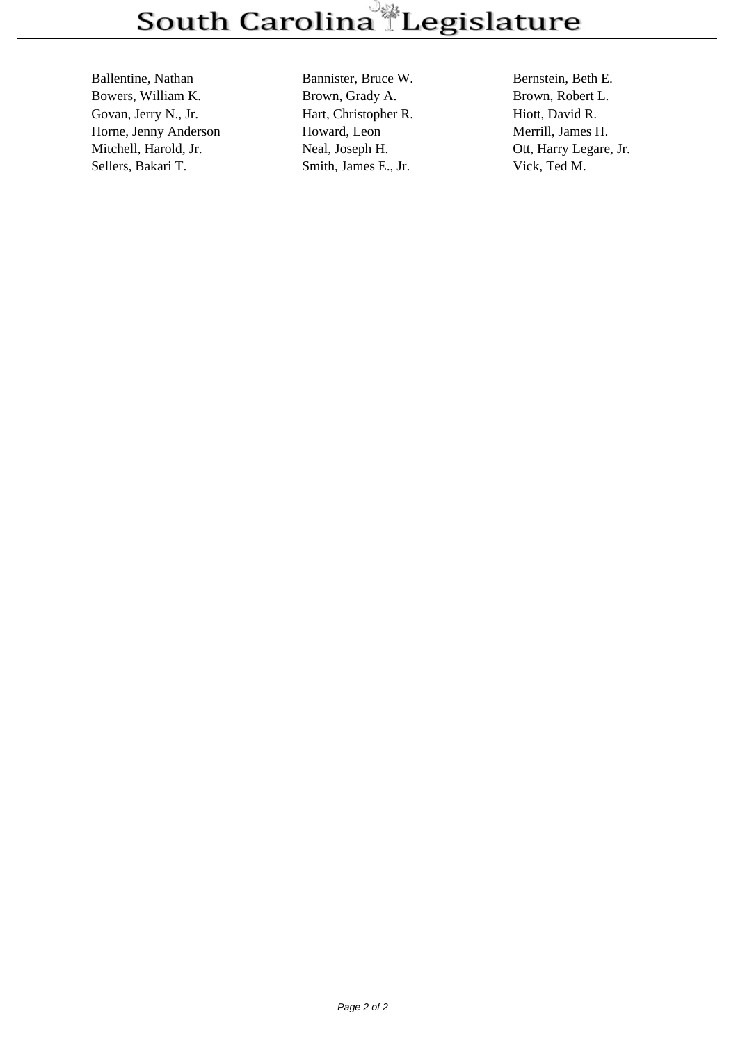| | | |
|---|---|---|
| Ballentine, Nathan | Bannister, Bruce W. | Bernstein, Beth E. |
| Bowers, William K. | Brown, Grady A. | Brown, Robert L. |
| Govan, Jerry N., Jr. | Hart, Christopher R. | Hiott, David R. |
| Horne, Jenny Anderson | Howard, Leon | Merrill, James H. |
| Mitchell, Harold, Jr. | Neal, Joseph H. | Ott, Harry Legare, Jr. |
| Sellers, Bakari T. | Smith, James E., Jr. | Vick, Ted M. |